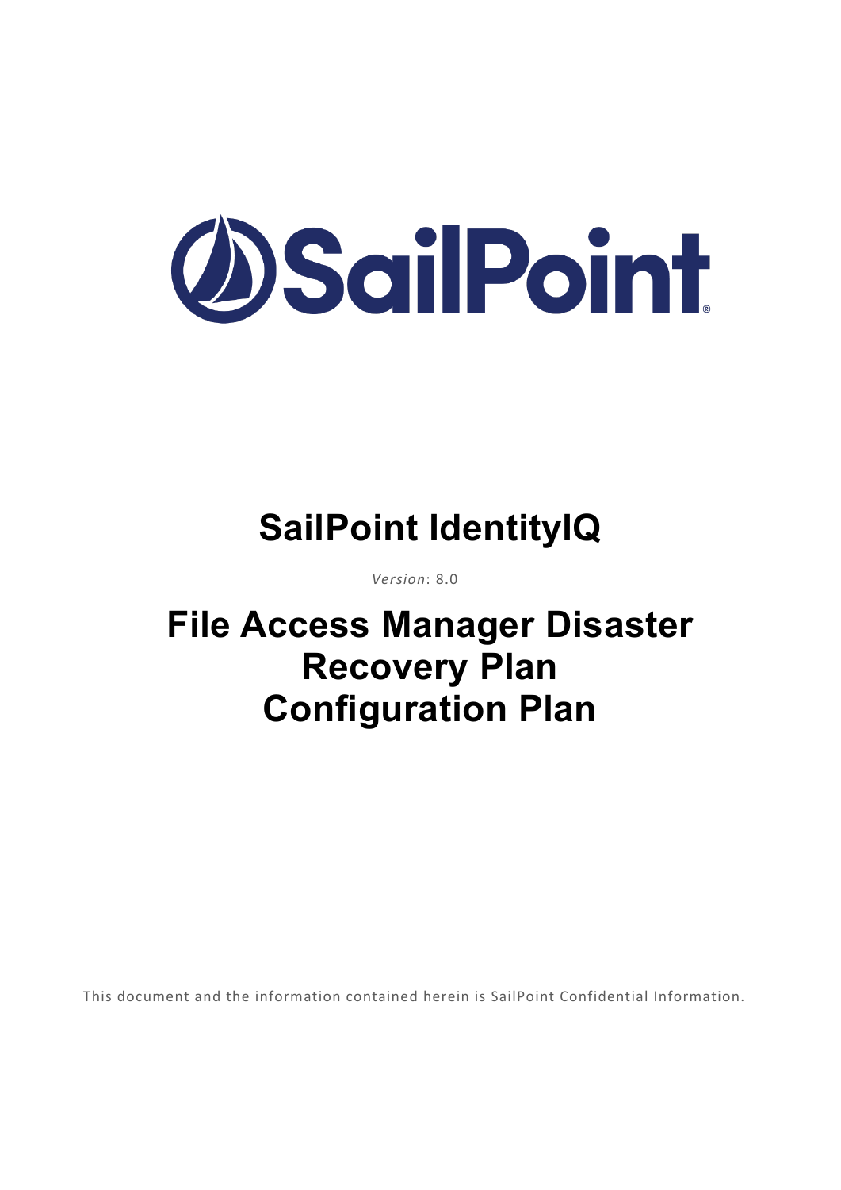# SailPoint IdentityIQ

*Version*: 8.0

# File Access Manager Disaster Recovery Plan Configuration Plan

This document and the information contained herein is SailPoint Confidential Information.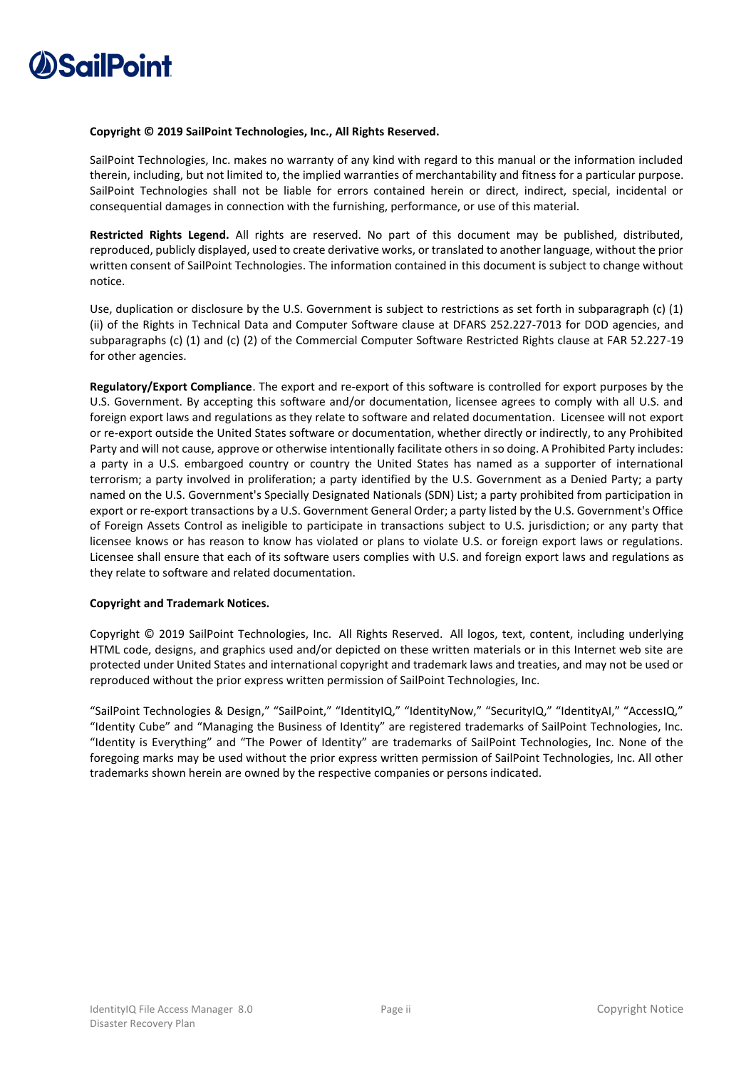**Copyright © 2019 SailPoint Technologies, Inc., All Rights Reserved.**

SailPoint Technologies, Inc. makes no warranty of any kind with regard to this manual or the information included therein, including, but not limited to, the implied warranties of merchantability and fitness for a particular purpose. SailPoint Technologies shall not be liable for errors contained herein or direct, indirect, special, incidental or consequential damages in connection with the furnishing, performance, or use of this material.

**Restricted Rights Legend.** All rights are reserved. No part of this document may be published, distributed, reproduced, publicly displayed, used to create derivative works, or translated to another language, without the prior written consent of SailPoint Technologies. The information contained in this document is subject to change without notice.

Use, duplication or disclosure by the U.S. Government is subject to restrictions as set forth in subparagraph (c) (1) (ii) of the Rights in Technical Data and Computer Software clause at DFARS 252.227-7013 for DOD agencies, and subparagraphs (c) (1) and (c) (2) of the Commercial Computer Software Restricted Rights clause at FAR 52.227-19 for other agencies.

**Regulatory/Export Compliance**. The export and re-export of this software is controlled for export purposes by the U.S. Government. By accepting this software and/or documentation, licensee agrees to comply with all U.S. and foreign export laws and regulations as they relate to software and related documentation. Licensee will not export or re-export outside the United States software or documentation, whether directly or indirectly, to any Prohibited Party and will not cause, approve or otherwise intentionally facilitate others in so doing. A Prohibited Party includes: a party in a U.S. embargoed country or country the United States has named as a supporter of international terrorism; a party involved in proliferation; a party identified by the U.S. Government as a Denied Party; a party named on the U.S. Government's Specially Designated Nationals (SDN) List; a party prohibited from participation in export or re-export transactions by a U.S. Government General Order; a party listed by the U.S. Government's Office of Foreign Assets Control as ineligible to participate in transactions subject to U.S. jurisdiction; or any party that licensee knows or has reason to know has violated or plans to violate U.S. or foreign export laws or regulations. Licensee shall ensure that each of its software users complies with U.S. and foreign export laws and regulations as they relate to software and related documentation.

**Copyright and Trademark Notices.**

Copyright © 2019 SailPoint Technologies, Inc. All Rights Reserved. All logos, text, content, including underlying HTML code, designs, and graphics used and/or depicted on these written materials or in this Internet web site are protected under United States and international copyright and trademark laws and treaties, and may not be used or reproduced without the prior express written permission of SailPoint Technologies, Inc.

"SailPoint Technologies & Design," "SailPoint," "IdentityIQ," "IdentityNow," "SecurityIQ," "IdentityAI," "AccessIQ," "Identity Cube" and "Managing the Business of Identity" are registered trademarks of SailPoint Technologies, Inc. "Identity is Everything" and "The Power of Identity" are trademarks of SailPoint Technologies, Inc. None of the foregoing marks may be used without the prior express written permission of SailPoint Technologies, Inc. All other trademarks shown herein are owned by the respective companies or persons indicated.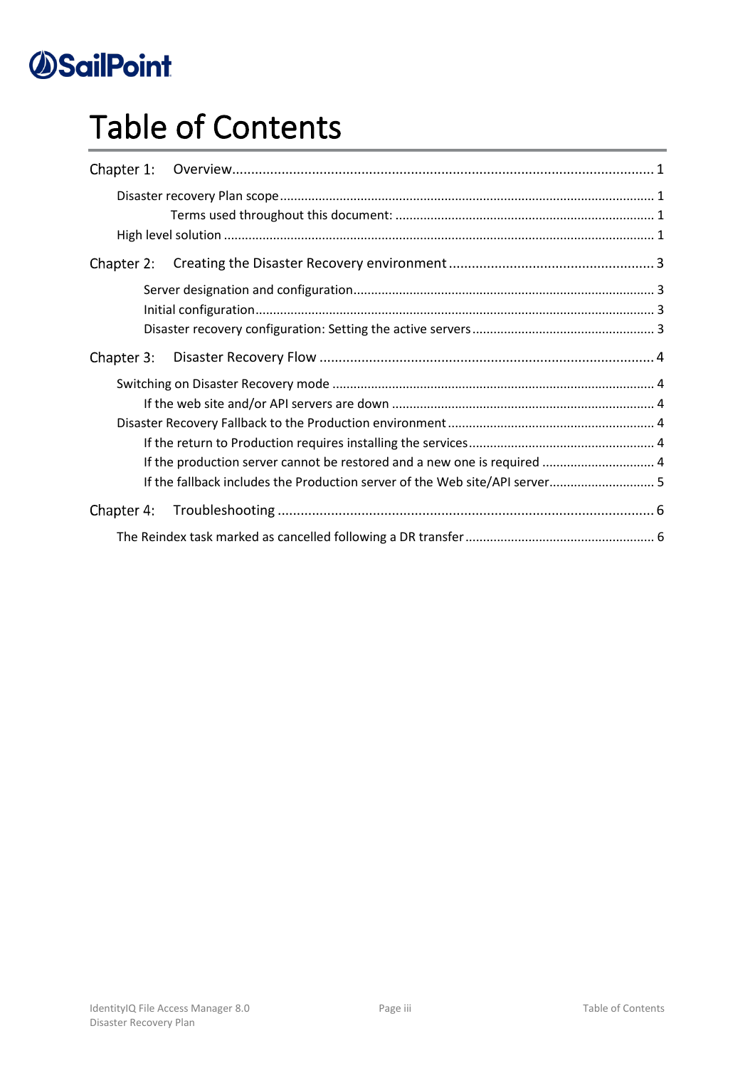# Table of Contents

Chapter 1: Overview ..... 1

- Disaster recovery Plan scope ..... 1
    - Terms used throughout this document: ..... 1
- High level solution ..... 1

Chapter 2: Creating the Disaster Recovery environment ..... 3

- Server designation and configuration ..... 3
- Initial configuration ..... 3
- Disaster recovery configuration: Setting the active servers ..... 3

Chapter 3: Disaster Recovery Flow ..... 4

- Switching on Disaster Recovery mode ..... 4
    - If the web site and/or API servers are down ..... 4
- Disaster Recovery Fallback to the Production environment ..... 4
    - If the return to Production requires installing the services ..... 4
    - If the production server cannot be restored and a new one is required ..... 4
    - If the fallback includes the Production server of the Web site/API server ..... 5

Chapter 4: Troubleshooting ..... 6

- The Reindex task marked as cancelled following a DR transfer ..... 6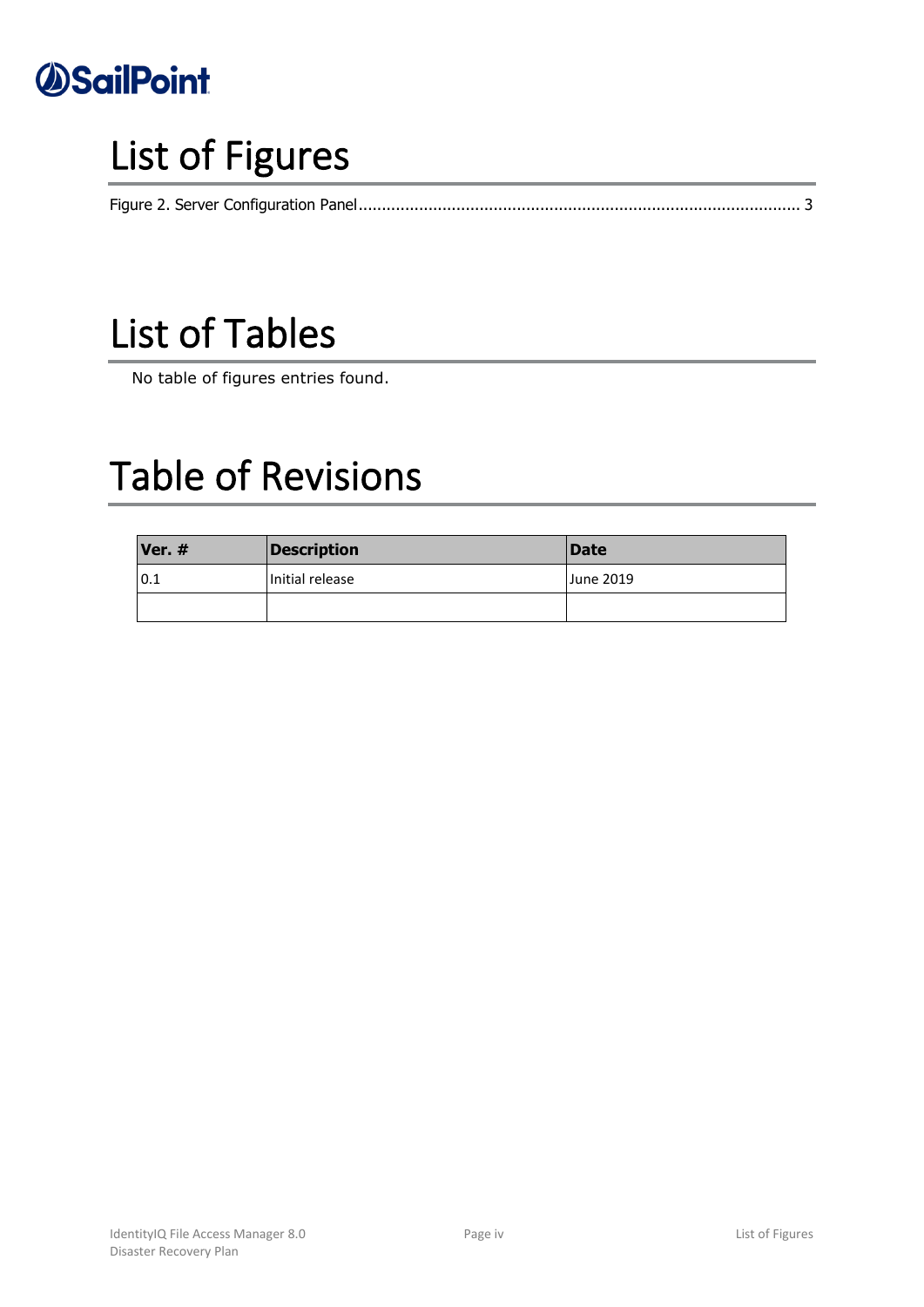# List of Figures

Figure 2. Server Configuration Panel ........................................................................................... 3

# List of Tables

No table of figures entries found.

# Table of Revisions

| Ver. # | Description | Date |
|---|---|---|
| 0.1 | Initial release | June 2019 |
| | | |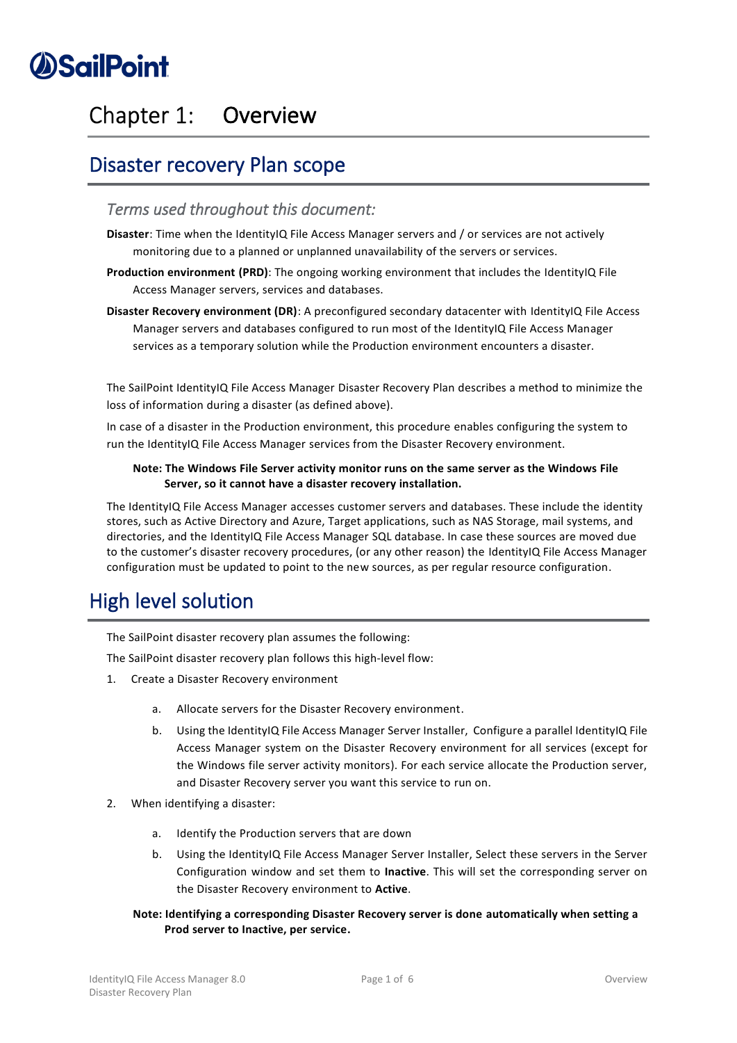# Chapter 1: Overview

## Disaster recovery Plan scope

### *Terms used throughout this document:*

**Disaster**: Time when the IdentityIQ File Access Manager servers and / or services are not actively monitoring due to a planned or unplanned unavailability of the servers or services.

**Production environment (PRD)**: The ongoing working environment that includes the IdentityIQ File Access Manager servers, services and databases.

**Disaster Recovery environment (DR)**: A preconfigured secondary datacenter with IdentityIQ File Access Manager servers and databases configured to run most of the IdentityIQ File Access Manager services as a temporary solution while the Production environment encounters a disaster.

The SailPoint IdentityIQ File Access Manager Disaster Recovery Plan describes a method to minimize the loss of information during a disaster (as defined above).

In case of a disaster in the Production environment, this procedure enables configuring the system to run the IdentityIQ File Access Manager services from the Disaster Recovery environment.

**Note: The Windows File Server activity monitor runs on the same server as the Windows File Server, so it cannot have a disaster recovery installation.**

The IdentityIQ File Access Manager accesses customer servers and databases. These include the identity stores, such as Active Directory and Azure, Target applications, such as NAS Storage, mail systems, and directories, and the IdentityIQ File Access Manager SQL database. In case these sources are moved due to the customer's disaster recovery procedures, (or any other reason) the IdentityIQ File Access Manager configuration must be updated to point to the new sources, as per regular resource configuration.

## High level solution

The SailPoint disaster recovery plan assumes the following:

The SailPoint disaster recovery plan follows this high-level flow:

1. Create a Disaster Recovery environment
   a. Allocate servers for the Disaster Recovery environment.
   b. Using the IdentityIQ File Access Manager Server Installer, Configure a parallel IdentityIQ File Access Manager system on the Disaster Recovery environment for all services (except for the Windows file server activity monitors). For each service allocate the Production server, and Disaster Recovery server you want this service to run on.
2. When identifying a disaster:
   a. Identify the Production servers that are down
   b. Using the IdentityIQ File Access Manager Server Installer, Select these servers in the Server Configuration window and set them to **Inactive**. This will set the corresponding server on the Disaster Recovery environment to **Active**.

**Note: Identifying a corresponding Disaster Recovery server is done automatically when setting a Prod server to Inactive, per service.**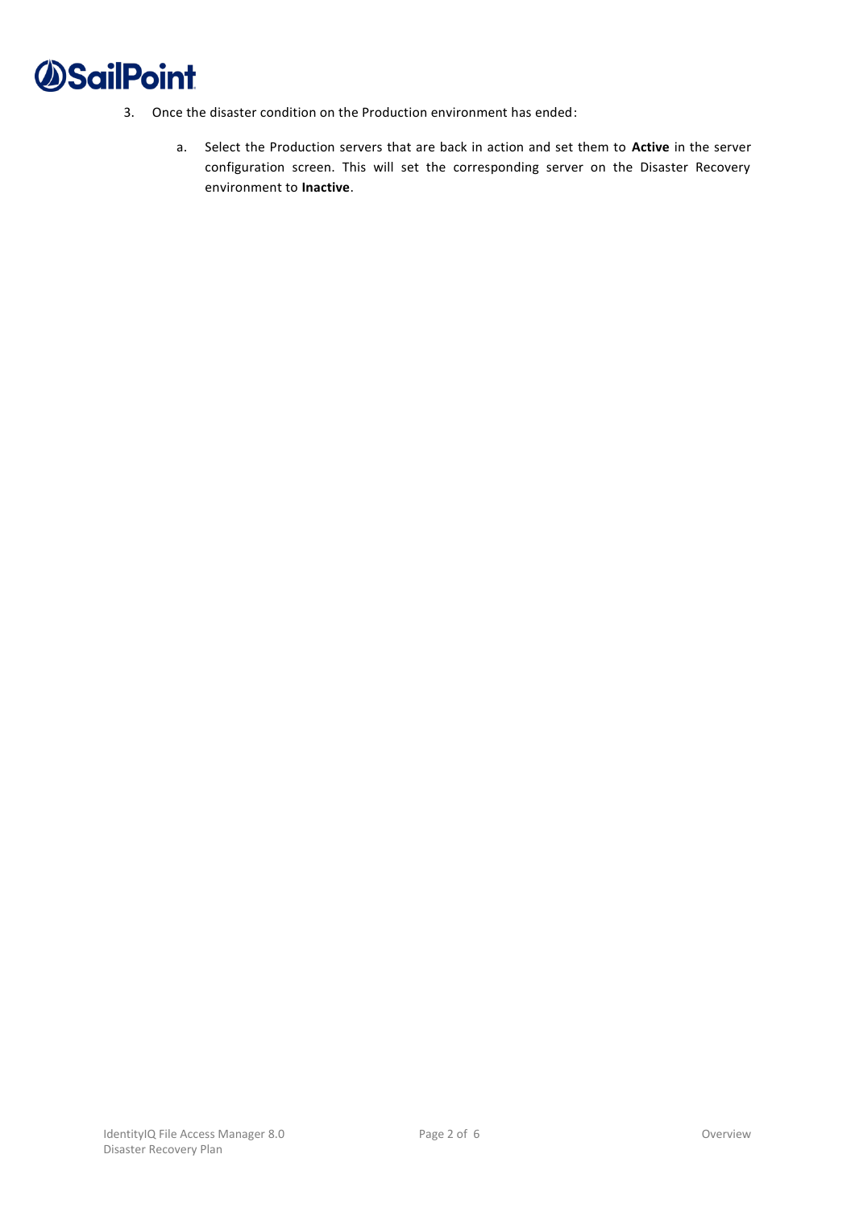3. Once the disaster condition on the Production environment has ended:

    a. Select the Production servers that are back in action and set them to **Active** in the server configuration screen. This will set the corresponding server on the Disaster Recovery environment to **Inactive**.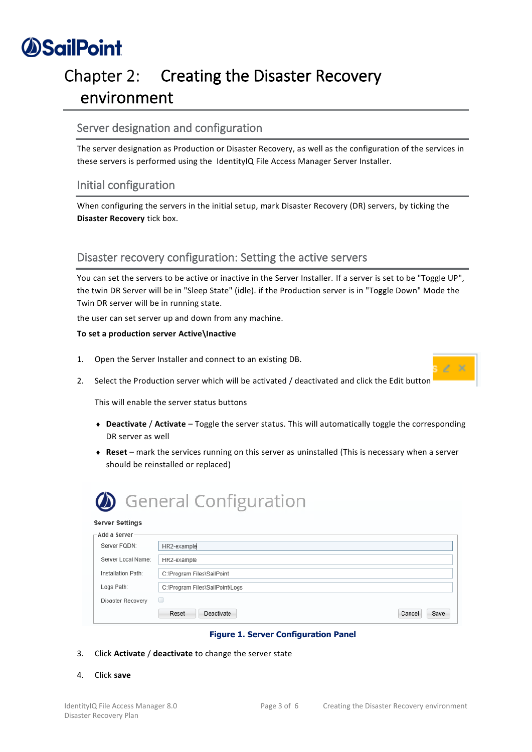# Chapter 2: Creating the Disaster Recovery environment

## Server designation and configuration

The server designation as Production or Disaster Recovery, as well as the configuration of the services in these servers is performed using the IdentityIQ File Access Manager Server Installer.

## Initial configuration

When configuring the servers in the initial setup, mark Disaster Recovery (DR) servers, by ticking the **Disaster Recovery** tick box.

## Disaster recovery configuration: Setting the active servers

You can set the servers to be active or inactive in the Server Installer. If a server is set to be "Toggle UP", the twin DR Server will be in "Sleep State" (idle). if the Production server is in "Toggle Down" Mode the Twin DR server will be in running state.

the user can set server up and down from any machine.

**To set a production server Active\Inactive**

1. Open the Server Installer and connect to an existing DB.
2. Select the Production server which will be activated / deactivated and click the Edit button

   This will enable the server status buttons

   - **Deactivate** / **Activate** – Toggle the server status. This will automatically toggle the corresponding DR server as well
   - **Reset** – mark the services running on this server as uninstalled (This is necessary when a server should be reinstalled or replaced)

**Figure 1. Server Configuration Panel**

3. Click **Activate** / **deactivate** to change the server state
4. Click **save**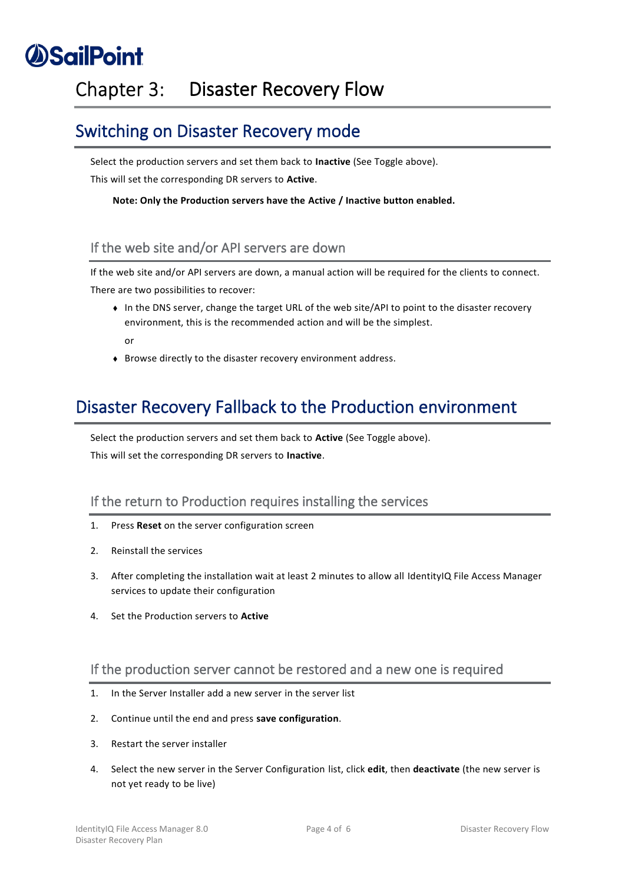# Chapter 3: Disaster Recovery Flow

## Switching on Disaster Recovery mode

Select the production servers and set them back to **Inactive** (See Toggle above).

This will set the corresponding DR servers to **Active**.

**Note: Only the Production servers have the Active / Inactive button enabled.**

### If the web site and/or API servers are down

If the web site and/or API servers are down, a manual action will be required for the clients to connect.

There are two possibilities to recover:

- In the DNS server, change the target URL of the web site/API to point to the disaster recovery environment, this is the recommended action and will be the simplest.

  or

- Browse directly to the disaster recovery environment address.

## Disaster Recovery Fallback to the Production environment

Select the production servers and set them back to **Active** (See Toggle above).

This will set the corresponding DR servers to **Inactive**.

### If the return to Production requires installing the services

1. Press **Reset** on the server configuration screen
2. Reinstall the services
3. After completing the installation wait at least 2 minutes to allow all IdentityIQ File Access Manager services to update their configuration
4. Set the Production servers to **Active**

### If the production server cannot be restored and a new one is required

1. In the Server Installer add a new server in the server list
2. Continue until the end and press **save configuration**.
3. Restart the server installer
4. Select the new server in the Server Configuration list, click **edit**, then **deactivate** (the new server is not yet ready to be live)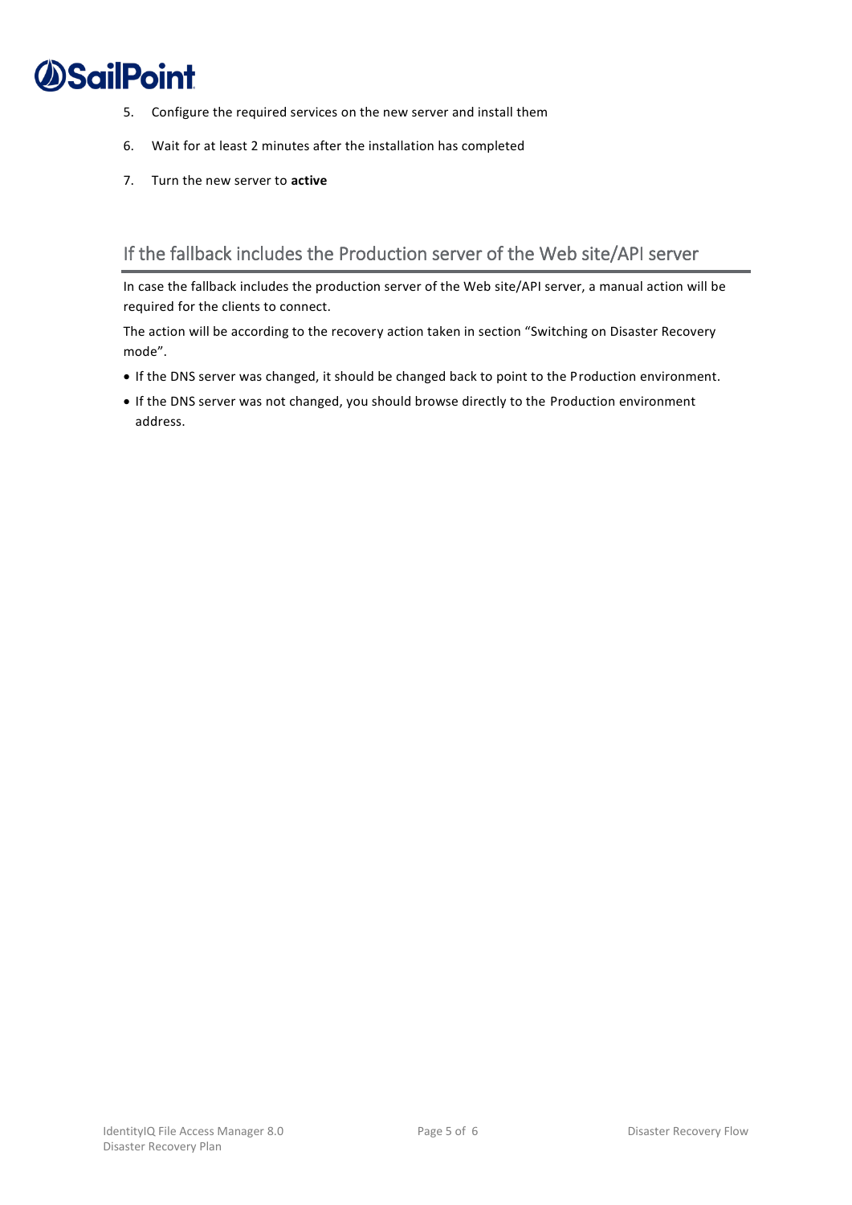5. Configure the required services on the new server and install them
6. Wait for at least 2 minutes after the installation has completed
7. Turn the new server to **active**

## If the fallback includes the Production server of the Web site/API server

In case the fallback includes the production server of the Web site/API server, a manual action will be required for the clients to connect.

The action will be according to the recovery action taken in section "Switching on Disaster Recovery mode".

- If the DNS server was changed, it should be changed back to point to the Production environment.
- If the DNS server was not changed, you should browse directly to the Production environment address.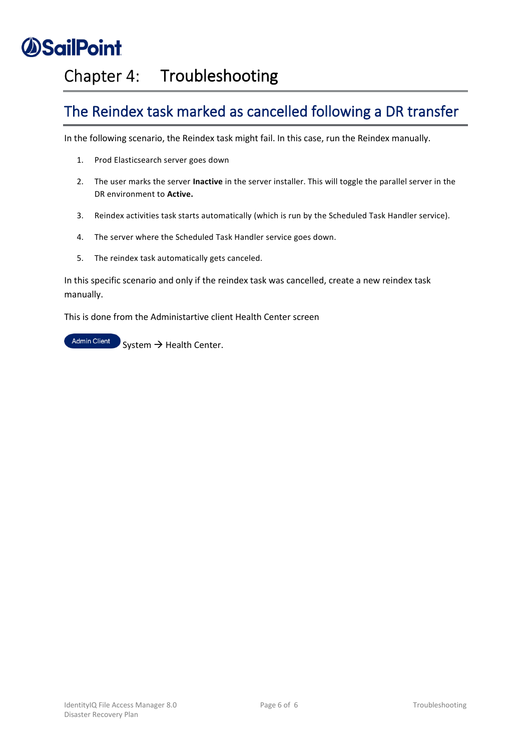# Chapter 4: Troubleshooting

## The Reindex task marked as cancelled following a DR transfer

In the following scenario, the Reindex task might fail. In this case, run the Reindex manually.

1. Prod Elasticsearch server goes down
2. The user marks the server **Inactive** in the server installer. This will toggle the parallel server in the DR environment to **Active.**
3. Reindex activities task starts automatically (which is run by the Scheduled Task Handler service).
4. The server where the Scheduled Task Handler service goes down.
5. The reindex task automatically gets canceled.

In this specific scenario and only if the reindex task was cancelled, create a new reindex task manually.

This is done from the Administartive client Health Center screen

Admin Client System → Health Center.